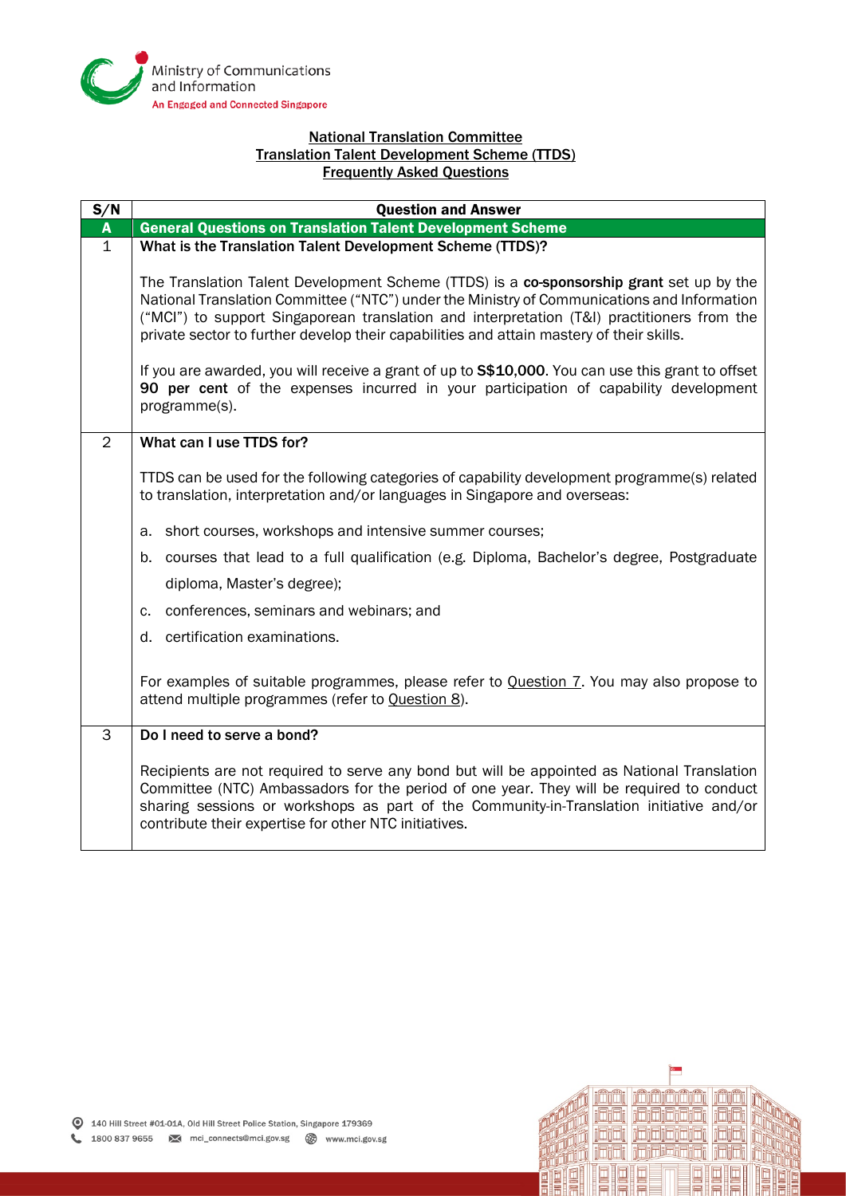Ministry of Communications and Information
An Engaged and Connected Singapore

# National Translation Committee
## Translation Talent Development Scheme (TTDS)
## Frequently Asked Questions

| S/N | Question and Answer |
|---|---|
| **A** | **General Questions on Translation Talent Development Scheme** |
| 1 | **What is the Translation Talent Development Scheme (TTDS)?**<br><br>The Translation Talent Development Scheme (TTDS) is a **co-sponsorship grant** set up by the National Translation Committee ("NTC") under the Ministry of Communications and Information ("MCI") to support Singaporean translation and interpretation (T&I) practitioners from the private sector to further develop their capabilities and attain mastery of their skills.<br><br>If you are awarded, you will receive a grant of up to **S$10,000**. You can use this grant to offset **90 per cent** of the expenses incurred in your participation of capability development programme(s). |
| 2 | **What can I use TTDS for?**<br><br>TTDS can be used for the following categories of capability development programme(s) related to translation, interpretation and/or languages in Singapore and overseas:<br><br>a. short courses, workshops and intensive summer courses;<br>b. courses that lead to a full qualification (e.g. Diploma, Bachelor's degree, Postgraduate diploma, Master's degree);<br>c. conferences, seminars and webinars; and<br>d. certification examinations.<br><br>For examples of suitable programmes, please refer to Question 7. You may also propose to attend multiple programmes (refer to Question 8). |
| 3 | **Do I need to serve a bond?**<br><br>Recipients are not required to serve any bond but will be appointed as National Translation Committee (NTC) Ambassadors for the period of one year. They will be required to conduct sharing sessions or workshops as part of the Community-in-Translation initiative and/or contribute their expertise for other NTC initiatives. |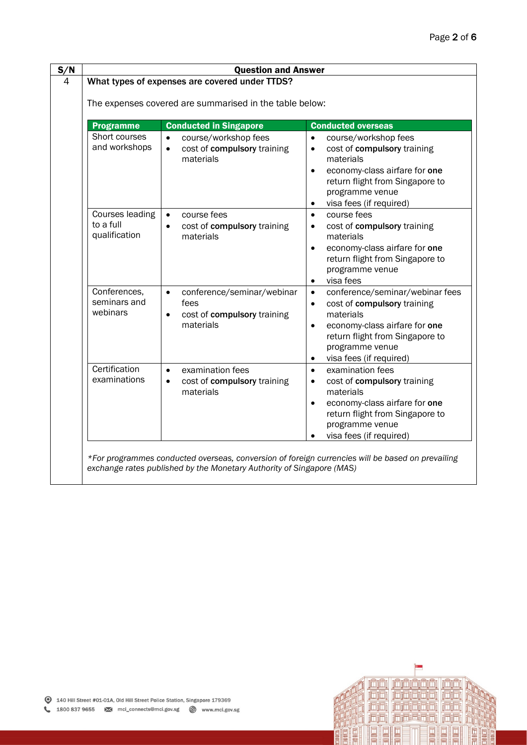| S/N | Question and Answer |
|---|---|
| 4 | **What types of expenses are covered under TTDS?** |

The expenses covered are summarised in the table below:

| Programme | Conducted in Singapore | Conducted overseas |
|---|---|---|
| Short courses and workshops | • course/workshop fees<br>• cost of **compulsory** training materials | • course/workshop fees<br>• cost of **compulsory** training materials<br>• economy-class airfare for **one** return flight from Singapore to programme venue<br>• visa fees (if required) |
| Courses leading to a full qualification | • course fees<br>• cost of **compulsory** training materials | • course fees<br>• cost of **compulsory** training materials<br>• economy-class airfare for **one** return flight from Singapore to programme venue<br>• visa fees |
| Conferences, seminars and webinars | • conference/seminar/webinar fees<br>• cost of **compulsory** training materials | • conference/seminar/webinar fees<br>• cost of **compulsory** training materials<br>• economy-class airfare for **one** return flight from Singapore to programme venue<br>• visa fees (if required) |
| Certification examinations | • examination fees<br>• cost of **compulsory** training materials | • examination fees<br>• cost of **compulsory** training materials<br>• economy-class airfare for **one** return flight from Singapore to programme venue<br>• visa fees (if required) |

*\*For programmes conducted overseas, conversion of foreign currencies will be based on prevailing exchange rates published by the Monetary Authority of Singapore (MAS)*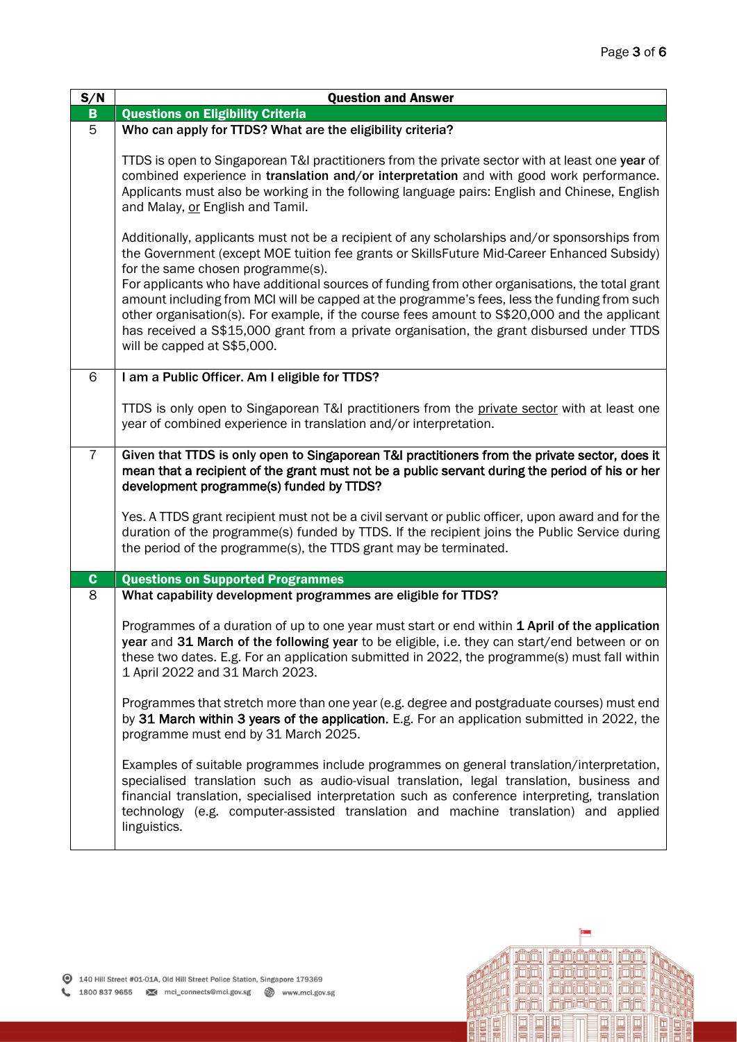| S/N | Question and Answer |
|---|---|
| **B** | **Questions on Eligibility Criteria** |
| 5 | **Who can apply for TTDS? What are the eligibility criteria?**<br><br>TTDS is open to Singaporean T&I practitioners from the private sector with at least one **year** of combined experience in **translation and/or interpretation** and with good work performance. Applicants must also be working in the following language pairs: English and Chinese, English and Malay, <u>or</u> English and Tamil.<br><br>Additionally, applicants must not be a recipient of any scholarships and/or sponsorships from the Government (except MOE tuition fee grants or SkillsFuture Mid-Career Enhanced Subsidy) for the same chosen programme(s).<br>For applicants who have additional sources of funding from other organisations, the total grant amount including from MCI will be capped at the programme's fees, less the funding from such other organisation(s). For example, if the course fees amount to S$20,000 and the applicant has received a S$15,000 grant from a private organisation, the grant disbursed under TTDS will be capped at S$5,000. |
| 6 | **I am a Public Officer. Am I eligible for TTDS?**<br><br>TTDS is only open to Singaporean T&I practitioners from the <u>private sector</u> with at least one year of combined experience in translation and/or interpretation. |
| 7 | **Given that TTDS is only open to Singaporean T&I practitioners from the private sector, does it mean that a recipient of the grant must not be a public servant during the period of his or her development programme(s) funded by TTDS?**<br><br>Yes. A TTDS grant recipient must not be a civil servant or public officer, upon award and for the duration of the programme(s) funded by TTDS. If the recipient joins the Public Service during the period of the programme(s), the TTDS grant may be terminated. |
| **C** | **Questions on Supported Programmes** |
| 8 | **What capability development programmes are eligible for TTDS?**<br><br>Programmes of a duration of up to one year must start or end within **1 April of the application year** and **31 March of the following year** to be eligible, i.e. they can start/end between or on these two dates. E.g. For an application submitted in 2022, the programme(s) must fall within 1 April 2022 and 31 March 2023.<br><br>Programmes that stretch more than one year (e.g. degree and postgraduate courses) must end by **31 March within 3 years of the application.** E.g. For an application submitted in 2022, the programme must end by 31 March 2025.<br><br>Examples of suitable programmes include programmes on general translation/interpretation, specialised translation such as audio-visual translation, legal translation, business and financial translation, specialised interpretation such as conference interpreting, translation technology (e.g. computer-assisted translation and machine translation) and applied linguistics. |

140 Hill Street #01-01A, Old Hill Street Police Station, Singapore 179369
1800 837 9655 mci_connects@mci.gov.sg www.mci.gov.sg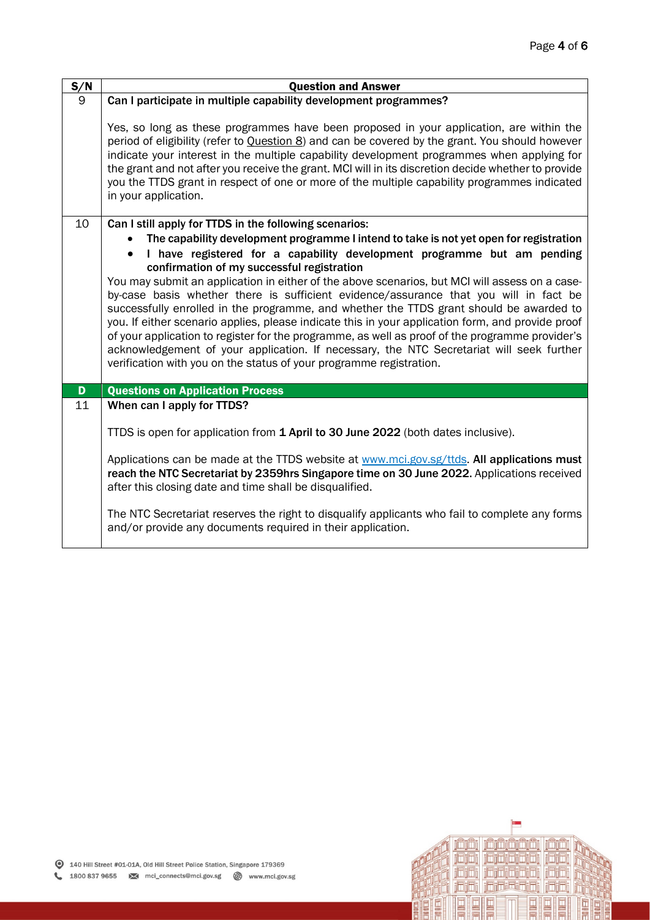| S/N | Question and Answer |
| --- | --- |
| 9 | **Can I participate in multiple capability development programmes?**<br><br>Yes, so long as these programmes have been proposed in your application, are within the period of eligibility (refer to Question 8) and can be covered by the grant. You should however indicate your interest in the multiple capability development programmes when applying for the grant and not after you receive the grant. MCI will in its discretion decide whether to provide you the TTDS grant in respect of one or more of the multiple capability programmes indicated in your application. |
| 10 | **Can I still apply for TTDS in the following scenarios:**<br>• **The capability development programme I intend to take is not yet open for registration**<br>• **I have registered for a capability development programme but am pending confirmation of my successful registration**<br>You may submit an application in either of the above scenarios, but MCI will assess on a case-by-case basis whether there is sufficient evidence/assurance that you will in fact be successfully enrolled in the programme, and whether the TTDS grant should be awarded to you. If either scenario applies, please indicate this in your application form, and provide proof of your application to register for the programme, as well as proof of the programme provider's acknowledgement of your application. If necessary, the NTC Secretariat will seek further verification with you on the status of your programme registration. |
| **D** | **Questions on Application Process** |
| 11 | **When can I apply for TTDS?**<br><br>TTDS is open for application from **1 April to 30 June 2022** (both dates inclusive).<br><br>Applications can be made at the TTDS website at www.mci.gov.sg/ttds. **All applications must reach the NTC Secretariat by 2359hrs Singapore time on 30 June 2022.** Applications received after this closing date and time shall be disqualified.<br><br>The NTC Secretariat reserves the right to disqualify applicants who fail to complete any forms and/or provide any documents required in their application. |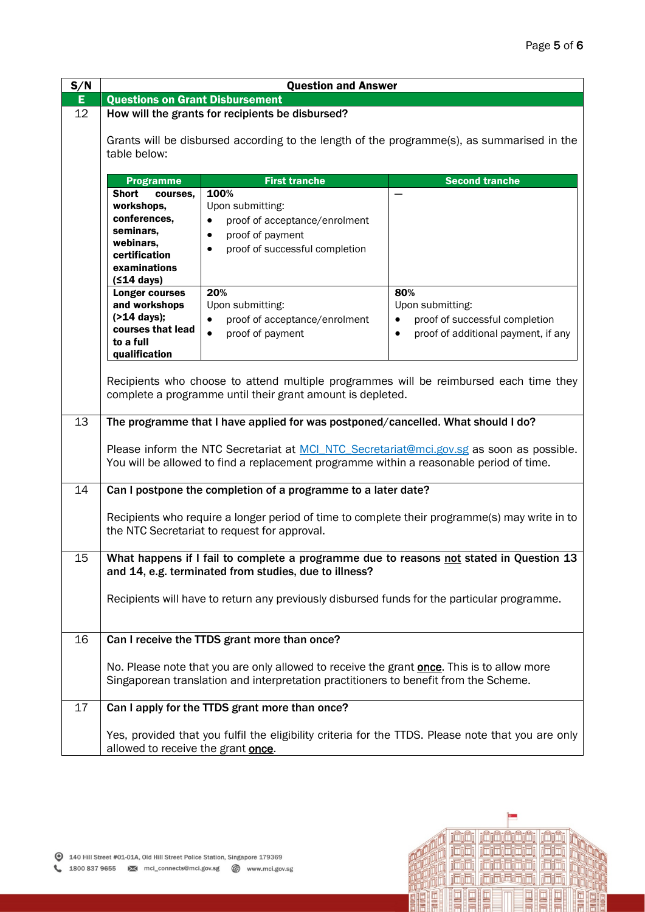| S/N | Question and Answer |
|---|---|
| **E** | **Questions on Grant Disbursement** |
| 12 | **How will the grants for recipients be disbursed?**<br><br>Grants will be disbursed according to the length of the programme(s), as summarised in the table below: |

| Programme | First tranche | Second tranche |
|---|---|---|
| **Short courses, workshops, conferences, seminars, webinars, certification examinations (≤14 days)** | **100%**<br>Upon submitting:<br>• proof of acceptance/enrolment<br>• proof of payment<br>• proof of successful completion | – |
| **Longer courses and workshops (>14 days); courses that lead to a full qualification** | **20%**<br>Upon submitting:<br>• proof of acceptance/enrolment<br>• proof of payment | **80%**<br>Upon submitting:<br>• proof of successful completion<br>• proof of additional payment, if any |

Recipients who choose to attend multiple programmes will be reimbursed each time they complete a programme until their grant amount is depleted.

| S/N | Question and Answer |
|---|---|
| 13 | **The programme that I have applied for was postponed/cancelled. What should I do?**<br><br>Please inform the NTC Secretariat at MCI_NTC_Secretariat@mci.gov.sg as soon as possible. You will be allowed to find a replacement programme within a reasonable period of time. |
| 14 | **Can I postpone the completion of a programme to a later date?**<br><br>Recipients who require a longer period of time to complete their programme(s) may write in to the NTC Secretariat to request for approval. |
| 15 | **What happens if I fail to complete a programme due to reasons not stated in Question 13 and 14, e.g. terminated from studies, due to illness?**<br><br>Recipients will have to return any previously disbursed funds for the particular programme. |
| 16 | **Can I receive the TTDS grant more than once?**<br><br>No. Please note that you are only allowed to receive the grant **once**. This is to allow more Singaporean translation and interpretation practitioners to benefit from the Scheme. |
| 17 | **Can I apply for the TTDS grant more than once?**<br><br>Yes, provided that you fulfil the eligibility criteria for the TTDS. Please note that you are only allowed to receive the grant **once**. |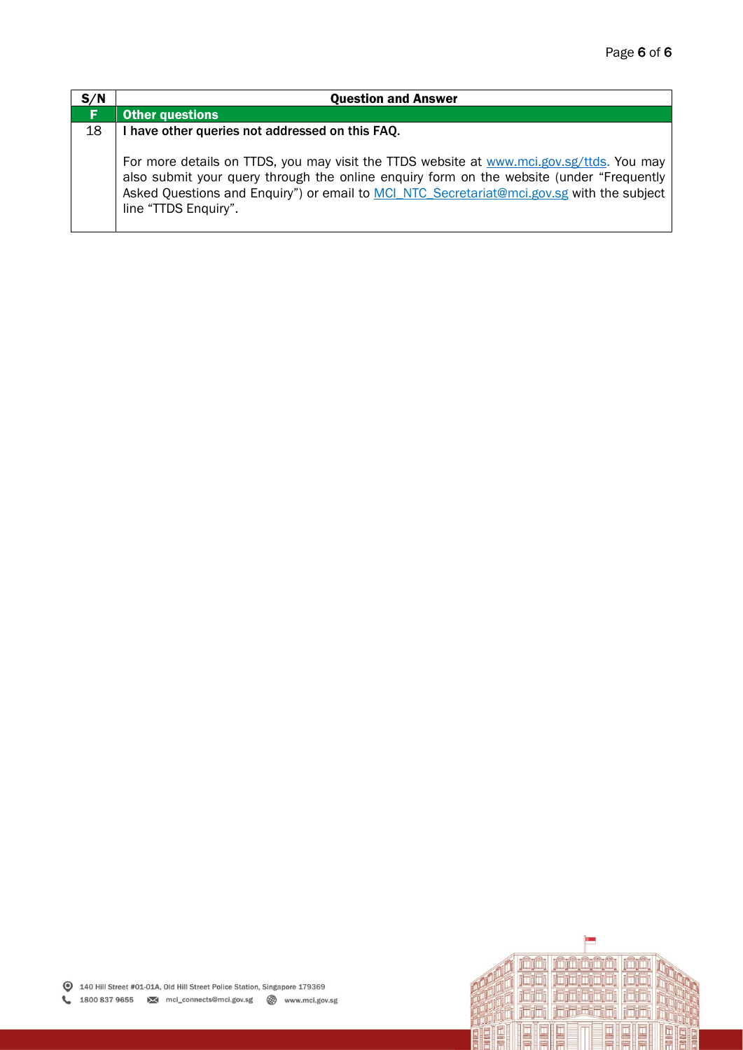| S/N | Question and Answer |
|---|---|
| **F** | **Other questions** |
| 18 | **I have other queries not addressed on this FAQ.**<br><br>For more details on TTDS, you may visit the TTDS website at [www.mci.gov.sg/ttds](www.mci.gov.sg/ttds). You may also submit your query through the online enquiry form on the website (under "Frequently Asked Questions and Enquiry") or email to [MCI_NTC_Secretariat@mci.gov.sg](mailto:MCI_NTC_Secretariat@mci.gov.sg) with the subject line "TTDS Enquiry". |